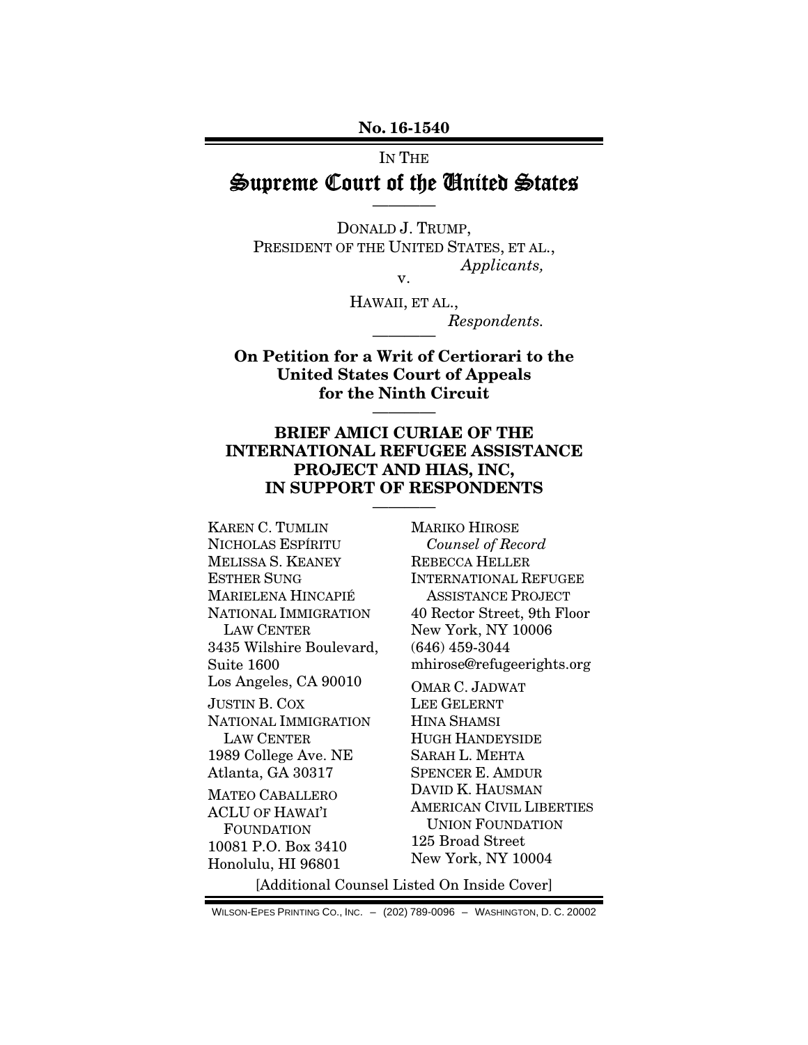**No. 16-1540**

IN THE

# Supreme Court of the United States

————

DONALD J. TRUMP,
PRESIDENT OF THE UNITED STATES, ET AL.,
*Applicants,*

v.

HAWAII, ET AL.,
*Respondents.*

————

**On Petition for a Writ of Certiorari to the United States Court of Appeals for the Ninth Circuit**

————

**BRIEF AMICI CURIAE OF THE INTERNATIONAL REFUGEE ASSISTANCE PROJECT AND HIAS, INC, IN SUPPORT OF RESPONDENTS**

————

KAREN C. TUMLIN
NICHOLAS ESPÍRITU
MELISSA S. KEANEY
ESTHER SUNG
MARIELENA HINCAPIÉ
NATIONAL IMMIGRATION LAW CENTER
3435 Wilshire Boulevard, Suite 1600
Los Angeles, CA 90010

JUSTIN B. COX
NATIONAL IMMIGRATION LAW CENTER
1989 College Ave. NE
Atlanta, GA 30317

MATEO CABALLERO
ACLU OF HAWAI'I FOUNDATION
10081 P.O. Box 3410
Honolulu, HI 96801

MARIKO HIROSE
*Counsel of Record*
REBECCA HELLER
INTERNATIONAL REFUGEE ASSISTANCE PROJECT
40 Rector Street, 9th Floor
New York, NY 10006
(646) 459-3044
mhirose@refugeerights.org

OMAR C. JADWAT
LEE GELERNT
HINA SHAMSI
HUGH HANDEYSIDE
SARAH L. MEHTA
SPENCER E. AMDUR
DAVID K. HAUSMAN
AMERICAN CIVIL LIBERTIES UNION FOUNDATION
125 Broad Street
New York, NY 10004

[Additional Counsel Listed On Inside Cover]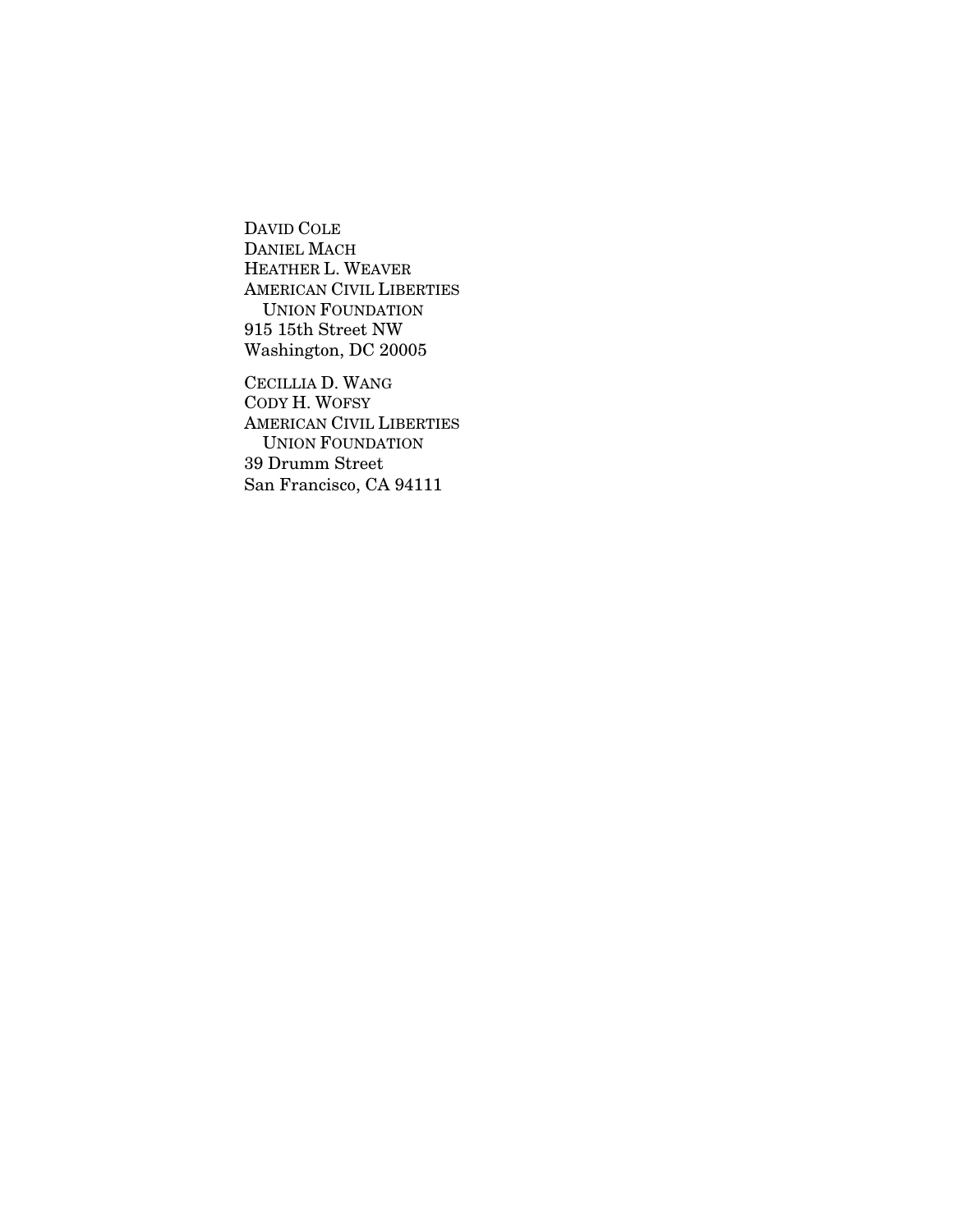DAVID COLE
DANIEL MACH
HEATHER L. WEAVER
AMERICAN CIVIL LIBERTIES
UNION FOUNDATION
915 15th Street NW
Washington, DC 20005

CECILLIA D. WANG
CODY H. WOFSY
AMERICAN CIVIL LIBERTIES
UNION FOUNDATION
39 Drumm Street
San Francisco, CA 94111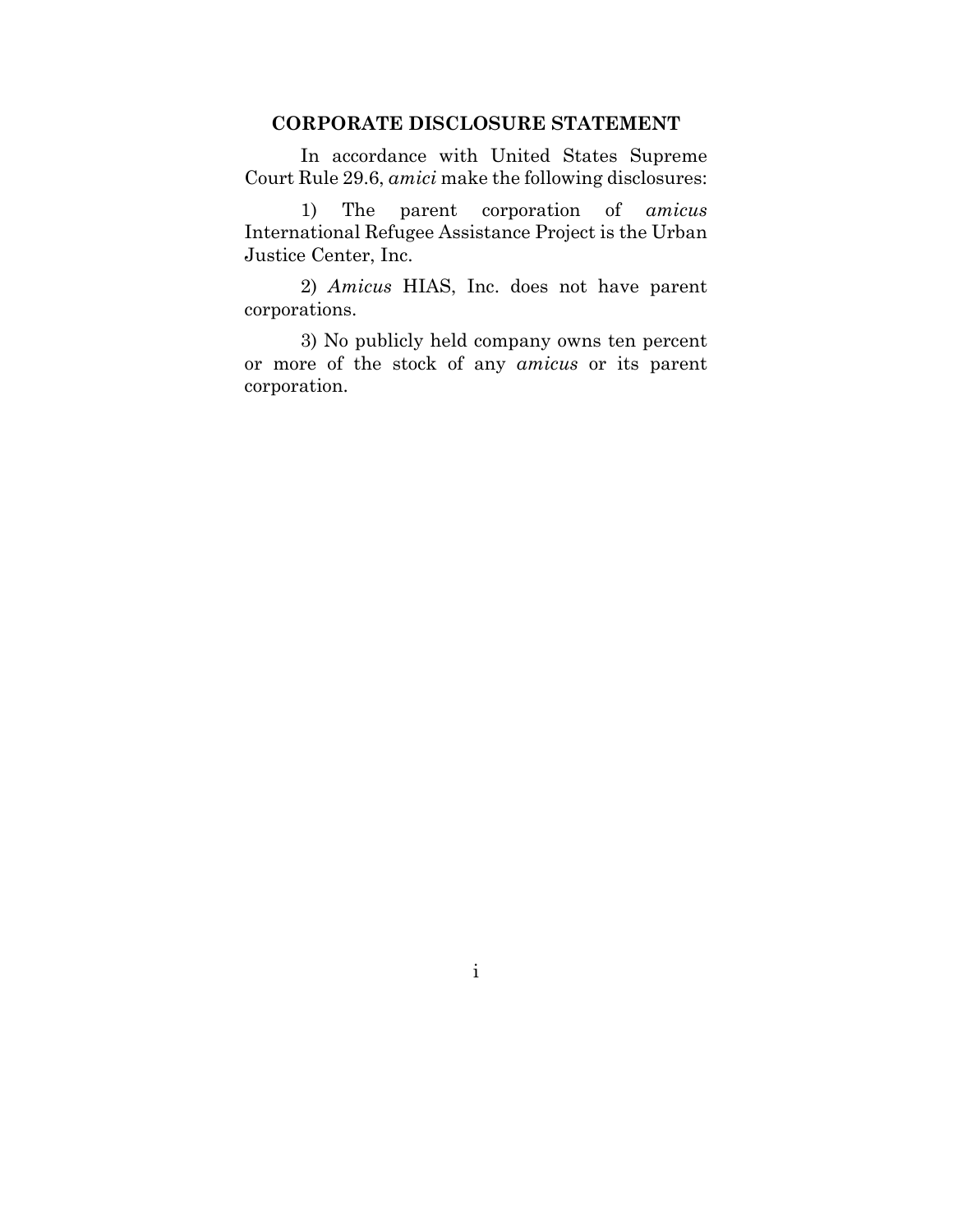## CORPORATE DISCLOSURE STATEMENT

In accordance with United States Supreme Court Rule 29.6, *amici* make the following disclosures:

1) The parent corporation of *amicus* International Refugee Assistance Project is the Urban Justice Center, Inc.

2) *Amicus* HIAS, Inc. does not have parent corporations.

3) No publicly held company owns ten percent or more of the stock of any *amicus* or its parent corporation.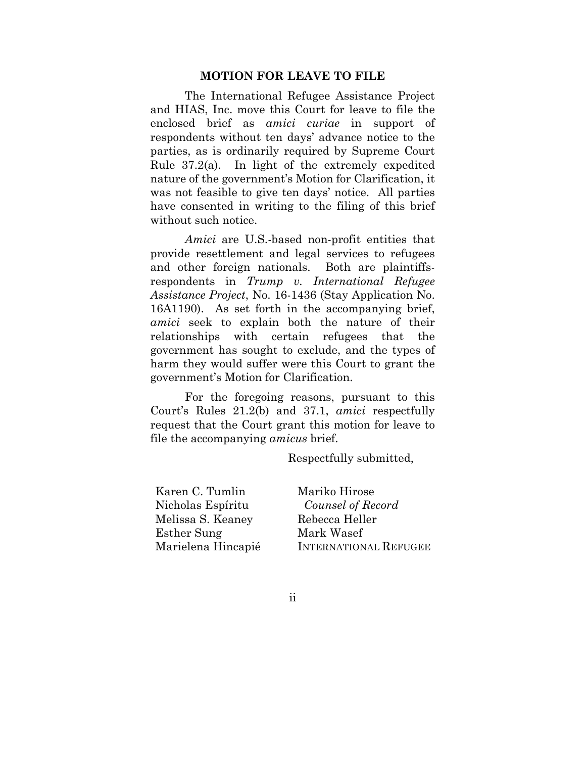## MOTION FOR LEAVE TO FILE

The International Refugee Assistance Project and HIAS, Inc. move this Court for leave to file the enclosed brief as *amici curiae* in support of respondents without ten days' advance notice to the parties, as is ordinarily required by Supreme Court Rule 37.2(a). In light of the extremely expedited nature of the government's Motion for Clarification, it was not feasible to give ten days' notice. All parties have consented in writing to the filing of this brief without such notice.

*Amici* are U.S.-based non-profit entities that provide resettlement and legal services to refugees and other foreign nationals. Both are plaintiffs-respondents in *Trump v. International Refugee Assistance Project*, No. 16-1436 (Stay Application No. 16A1190). As set forth in the accompanying brief, *amici* seek to explain both the nature of their relationships with certain refugees that the government has sought to exclude, and the types of harm they would suffer were this Court to grant the government's Motion for Clarification.

For the foregoing reasons, pursuant to this Court's Rules 21.2(b) and 37.1, *amici* respectfully request that the Court grant this motion for leave to file the accompanying *amicus* brief.

Respectfully submitted,

Karen C. Tumlin
Nicholas Espíritu
Melissa S. Keaney
Esther Sung
Marielena Hincapié

Mariko Hirose
*Counsel of Record*
Rebecca Heller
Mark Wasef
INTERNATIONAL REFUGEE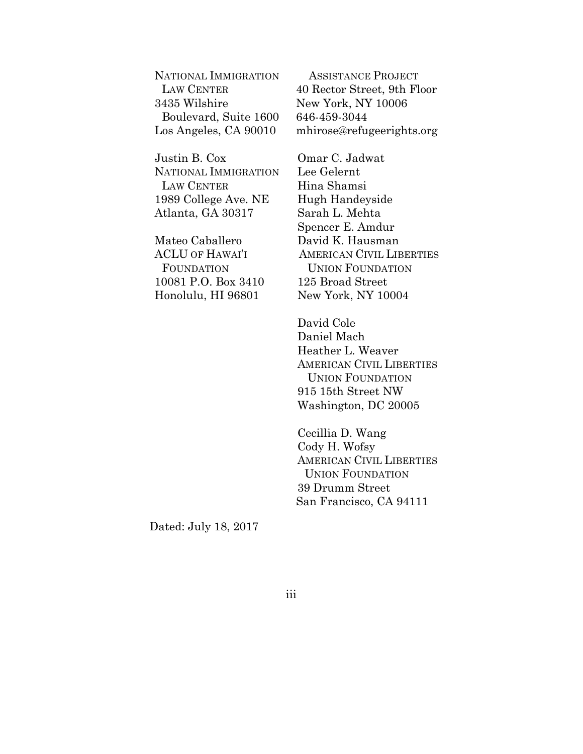NATIONAL IMMIGRATION LAW CENTER
3435 Wilshire Boulevard, Suite 1600
Los Angeles, CA 90010

Justin B. Cox
NATIONAL IMMIGRATION LAW CENTER
1989 College Ave. NE
Atlanta, GA 30317

Mateo Caballero
ACLU OF HAWAI'I FOUNDATION
10081 P.O. Box 3410
Honolulu, HI 96801

ASSISTANCE PROJECT
40 Rector Street, 9th Floor
New York, NY 10006
646-459-3044
mhirose@refugeerights.org

Omar C. Jadwat
Lee Gelernt
Hina Shamsi
Hugh Handeyside
Sarah L. Mehta
Spencer E. Amdur
David K. Hausman
AMERICAN CIVIL LIBERTIES UNION FOUNDATION
125 Broad Street
New York, NY 10004

David Cole
Daniel Mach
Heather L. Weaver
AMERICAN CIVIL LIBERTIES UNION FOUNDATION
915 15th Street NW
Washington, DC 20005

Cecillia D. Wang
Cody H. Wofsy
AMERICAN CIVIL LIBERTIES UNION FOUNDATION
39 Drumm Street
San Francisco, CA 94111

Dated: July 18, 2017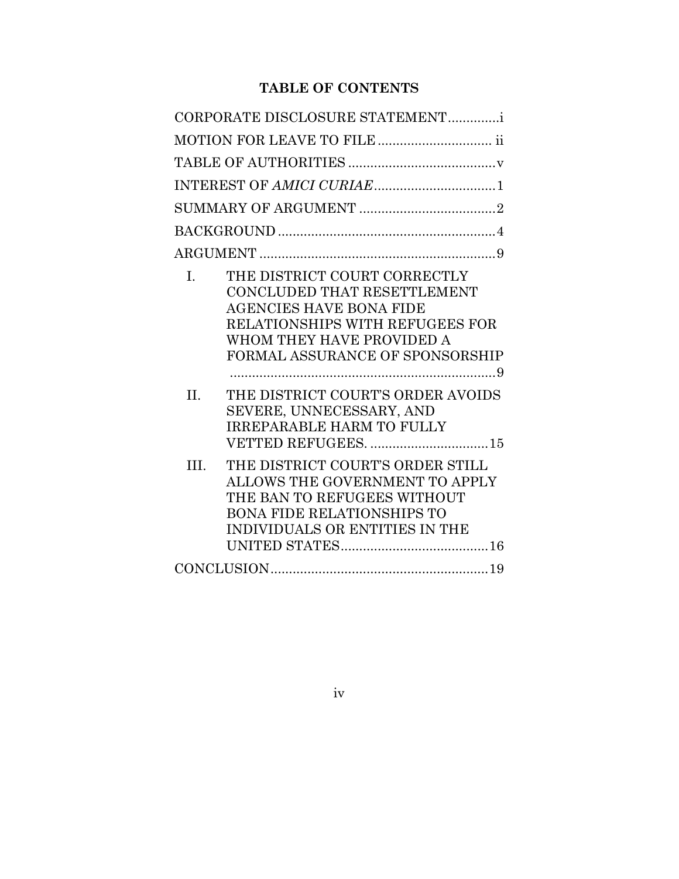## TABLE OF CONTENTS

CORPORATE DISCLOSURE STATEMENT .............i

MOTION FOR LEAVE TO FILE .............................. ii

TABLE OF AUTHORITIES .......................................v

INTEREST OF *AMICI CURIAE* ................................1

SUMMARY OF ARGUMENT .....................................2

BACKGROUND ..........................................................4

ARGUMENT ...............................................................9

I. THE DISTRICT COURT CORRECTLY CONCLUDED THAT RESETTLEMENT AGENCIES HAVE BONA FIDE RELATIONSHIPS WITH REFUGEES FOR WHOM THEY HAVE PROVIDED A FORMAL ASSURANCE OF SPONSORSHIP .........................................................................9

II. THE DISTRICT COURT'S ORDER AVOIDS SEVERE, UNNECESSARY, AND IRREPARABLE HARM TO FULLY VETTED REFUGEES. ...............................15

III. THE DISTRICT COURT'S ORDER STILL ALLOWS THE GOVERNMENT TO APPLY THE BAN TO REFUGEES WITHOUT BONA FIDE RELATIONSHIPS TO INDIVIDUALS OR ENTITIES IN THE UNITED STATES........................................16

CONCLUSION..........................................................19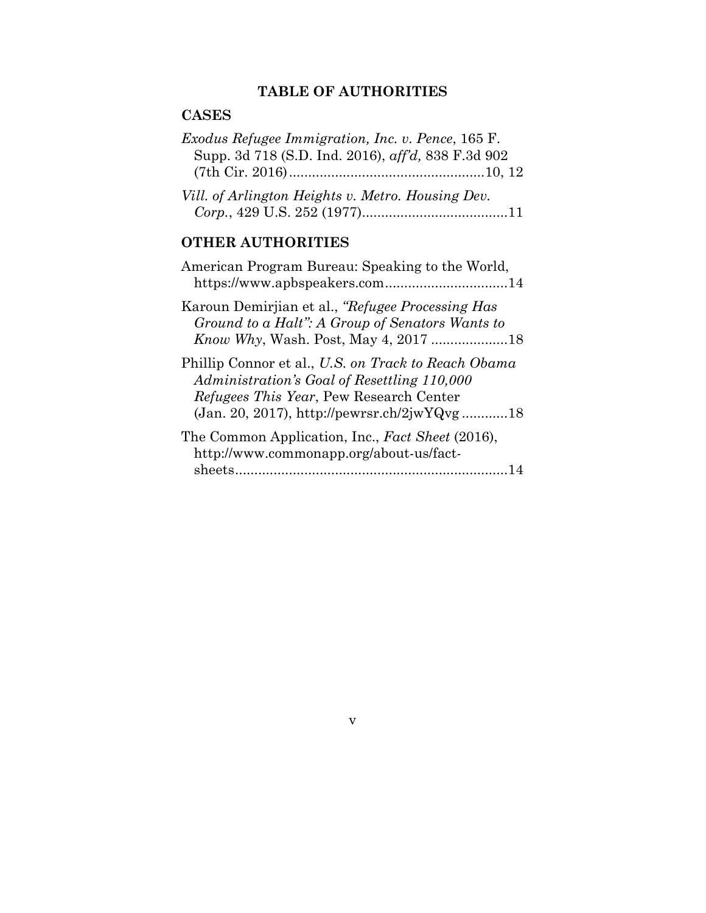# TABLE OF AUTHORITIES

## CASES

*Exodus Refugee Immigration, Inc. v. Pence*, 165 F. Supp. 3d 718 (S.D. Ind. 2016), *aff'd,* 838 F.3d 902 (7th Cir. 2016)....................................................10, 12

*Vill. of Arlington Heights v. Metro. Housing Dev. Corp.*, 429 U.S. 252 (1977)......................................11

## OTHER AUTHORITIES

American Program Bureau: Speaking to the World, https://www.apbspeakers.com................................14

Karoun Demirjian et al., *"Refugee Processing Has Ground to a Halt": A Group of Senators Wants to Know Why*, Wash. Post, May 4, 2017 ....................18

Phillip Connor et al., *U.S. on Track to Reach Obama Administration's Goal of Resettling 110,000 Refugees This Year*, Pew Research Center (Jan. 20, 2017), http://pewrsr.ch/2jwYQvg ............18

The Common Application, Inc., *Fact Sheet* (2016), http://www.commonapp.org/about-us/fact-sheets.......................................................................14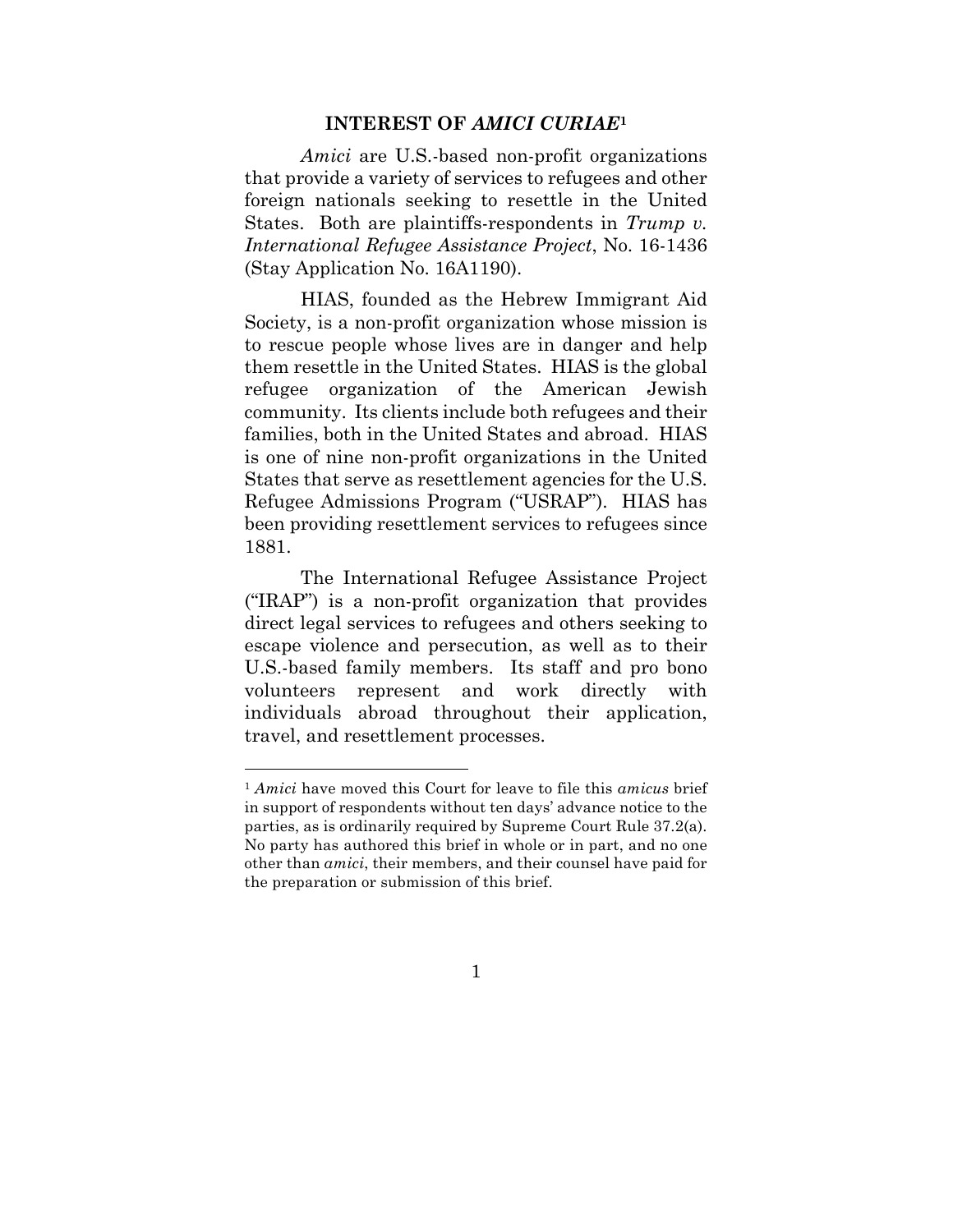## INTEREST OF *AMICI CURIAE*[1]

*Amici* are U.S.-based non-profit organizations that provide a variety of services to refugees and other foreign nationals seeking to resettle in the United States. Both are plaintiffs-respondents in *Trump v. International Refugee Assistance Project*, No. 16-1436 (Stay Application No. 16A1190).

HIAS, founded as the Hebrew Immigrant Aid Society, is a non-profit organization whose mission is to rescue people whose lives are in danger and help them resettle in the United States. HIAS is the global refugee organization of the American Jewish community. Its clients include both refugees and their families, both in the United States and abroad. HIAS is one of nine non-profit organizations in the United States that serve as resettlement agencies for the U.S. Refugee Admissions Program ("USRAP"). HIAS has been providing resettlement services to refugees since 1881.

The International Refugee Assistance Project ("IRAP") is a non-profit organization that provides direct legal services to refugees and others seeking to escape violence and persecution, as well as to their U.S.-based family members. Its staff and pro bono volunteers represent and work directly with individuals abroad throughout their application, travel, and resettlement processes.

---

[1] *Amici* have moved this Court for leave to file this *amicus* brief in support of respondents without ten days' advance notice to the parties, as is ordinarily required by Supreme Court Rule 37.2(a). No party has authored this brief in whole or in part, and no one other than *amici*, their members, and their counsel have paid for the preparation or submission of this brief.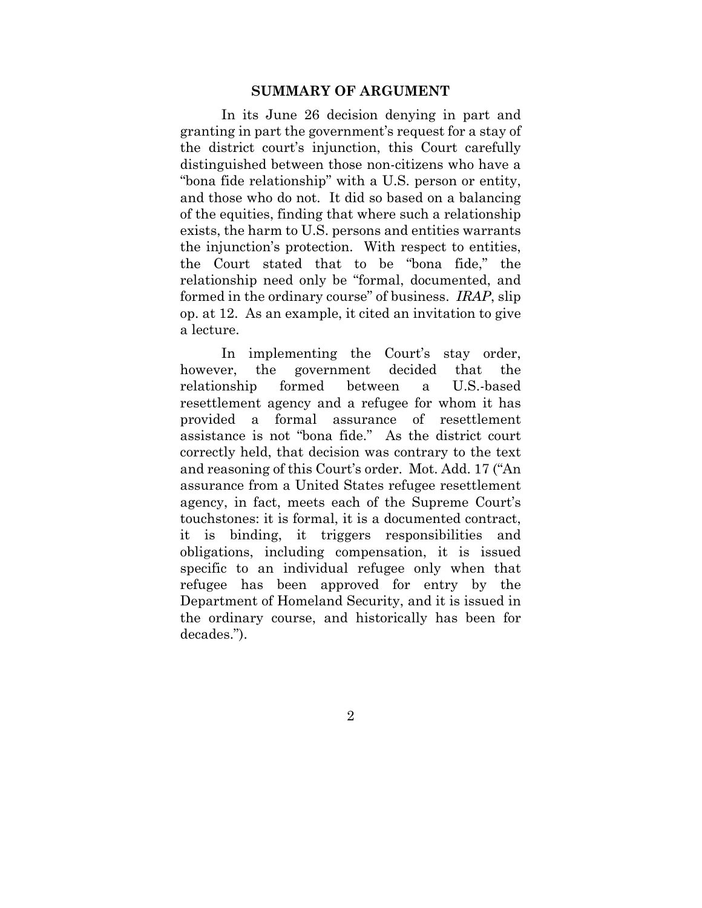## SUMMARY OF ARGUMENT

In its June 26 decision denying in part and granting in part the government's request for a stay of the district court's injunction, this Court carefully distinguished between those non-citizens who have a "bona fide relationship" with a U.S. person or entity, and those who do not. It did so based on a balancing of the equities, finding that where such a relationship exists, the harm to U.S. persons and entities warrants the injunction's protection. With respect to entities, the Court stated that to be "bona fide," the relationship need only be "formal, documented, and formed in the ordinary course" of business. *IRAP*, slip op. at 12. As an example, it cited an invitation to give a lecture.

In implementing the Court's stay order, however, the government decided that the relationship formed between a U.S.-based resettlement agency and a refugee for whom it has provided a formal assurance of resettlement assistance is not "bona fide." As the district court correctly held, that decision was contrary to the text and reasoning of this Court's order. Mot. Add. 17 ("An assurance from a United States refugee resettlement agency, in fact, meets each of the Supreme Court's touchstones: it is formal, it is a documented contract, it is binding, it triggers responsibilities and obligations, including compensation, it is issued specific to an individual refugee only when that refugee has been approved for entry by the Department of Homeland Security, and it is issued in the ordinary course, and historically has been for decades.").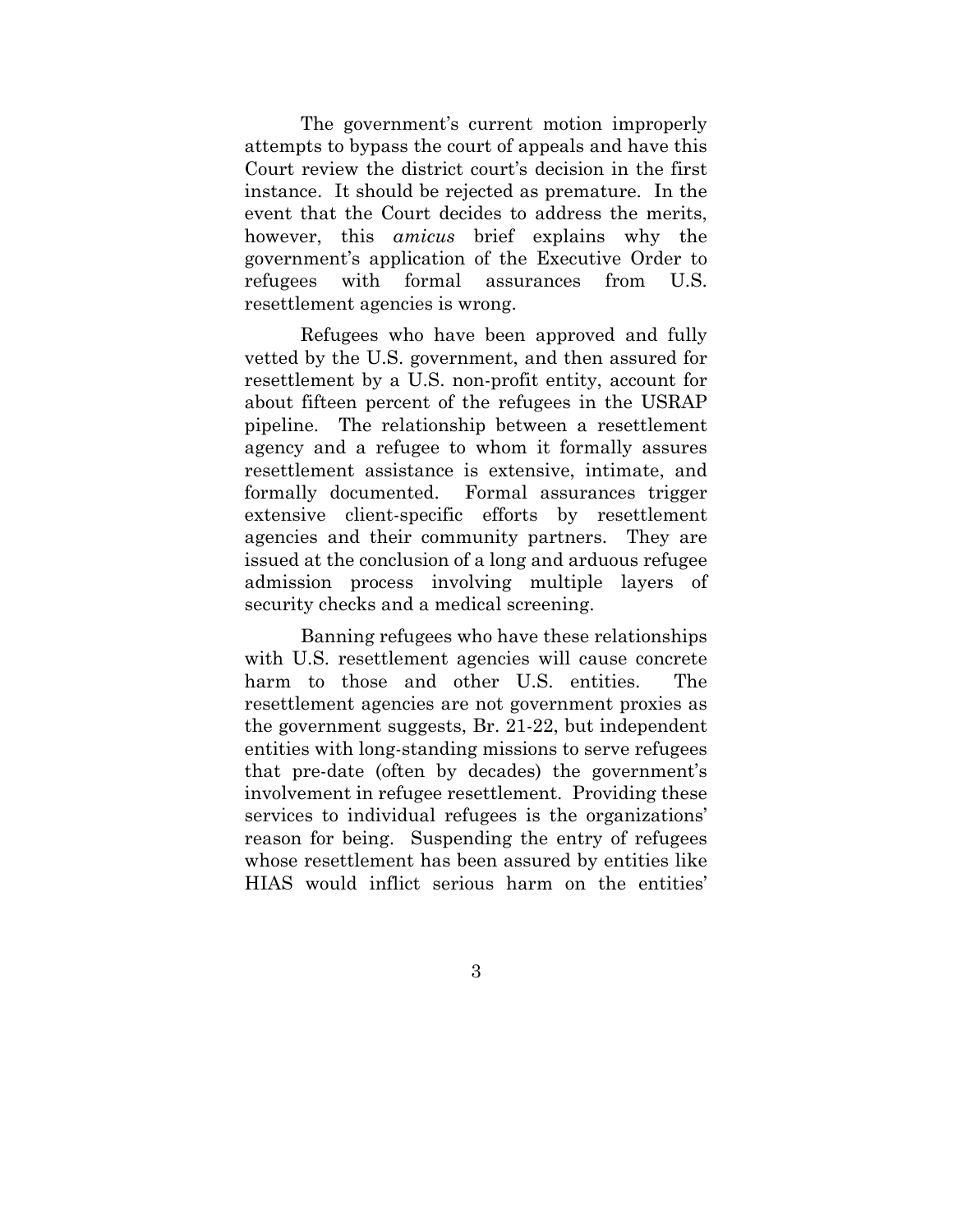The government's current motion improperly attempts to bypass the court of appeals and have this Court review the district court's decision in the first instance. It should be rejected as premature. In the event that the Court decides to address the merits, however, this *amicus* brief explains why the government's application of the Executive Order to refugees with formal assurances from U.S. resettlement agencies is wrong.

Refugees who have been approved and fully vetted by the U.S. government, and then assured for resettlement by a U.S. non-profit entity, account for about fifteen percent of the refugees in the USRAP pipeline. The relationship between a resettlement agency and a refugee to whom it formally assures resettlement assistance is extensive, intimate, and formally documented. Formal assurances trigger extensive client-specific efforts by resettlement agencies and their community partners. They are issued at the conclusion of a long and arduous refugee admission process involving multiple layers of security checks and a medical screening.

Banning refugees who have these relationships with U.S. resettlement agencies will cause concrete harm to those and other U.S. entities. The resettlement agencies are not government proxies as the government suggests, Br. 21-22, but independent entities with long-standing missions to serve refugees that pre-date (often by decades) the government's involvement in refugee resettlement. Providing these services to individual refugees is the organizations' reason for being. Suspending the entry of refugees whose resettlement has been assured by entities like HIAS would inflict serious harm on the entities'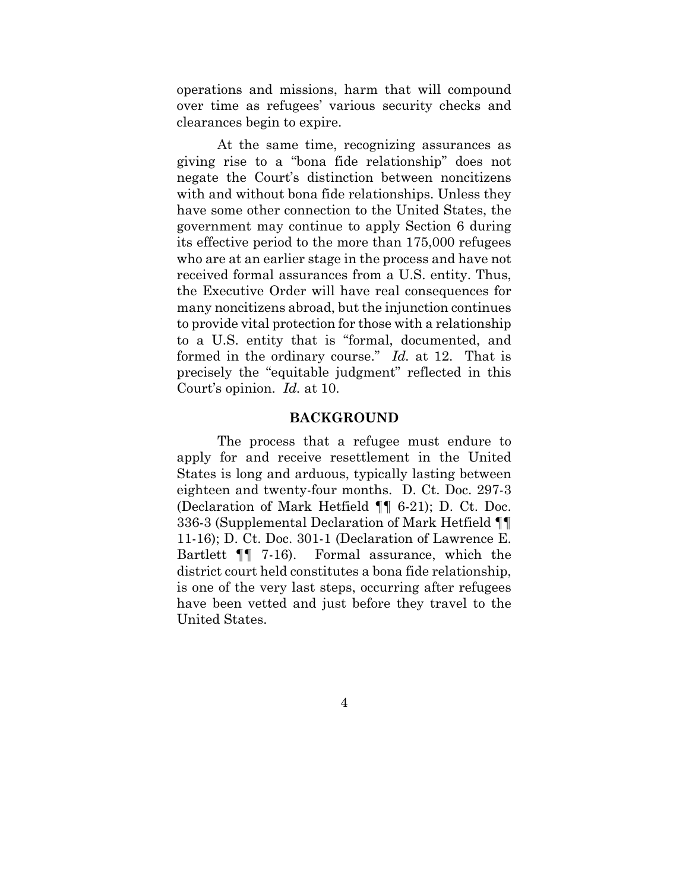operations and missions, harm that will compound over time as refugees' various security checks and clearances begin to expire.

At the same time, recognizing assurances as giving rise to a "bona fide relationship" does not negate the Court's distinction between noncitizens with and without bona fide relationships. Unless they have some other connection to the United States, the government may continue to apply Section 6 during its effective period to the more than 175,000 refugees who are at an earlier stage in the process and have not received formal assurances from a U.S. entity. Thus, the Executive Order will have real consequences for many noncitizens abroad, but the injunction continues to provide vital protection for those with a relationship to a U.S. entity that is "formal, documented, and formed in the ordinary course." *Id.* at 12. That is precisely the "equitable judgment" reflected in this Court's opinion. *Id.* at 10.

## BACKGROUND

The process that a refugee must endure to apply for and receive resettlement in the United States is long and arduous, typically lasting between eighteen and twenty-four months. D. Ct. Doc. 297-3 (Declaration of Mark Hetfield ¶¶ 6-21); D. Ct. Doc. 336-3 (Supplemental Declaration of Mark Hetfield ¶¶ 11-16); D. Ct. Doc. 301-1 (Declaration of Lawrence E. Bartlett ¶¶ 7-16). Formal assurance, which the district court held constitutes a bona fide relationship, is one of the very last steps, occurring after refugees have been vetted and just before they travel to the United States.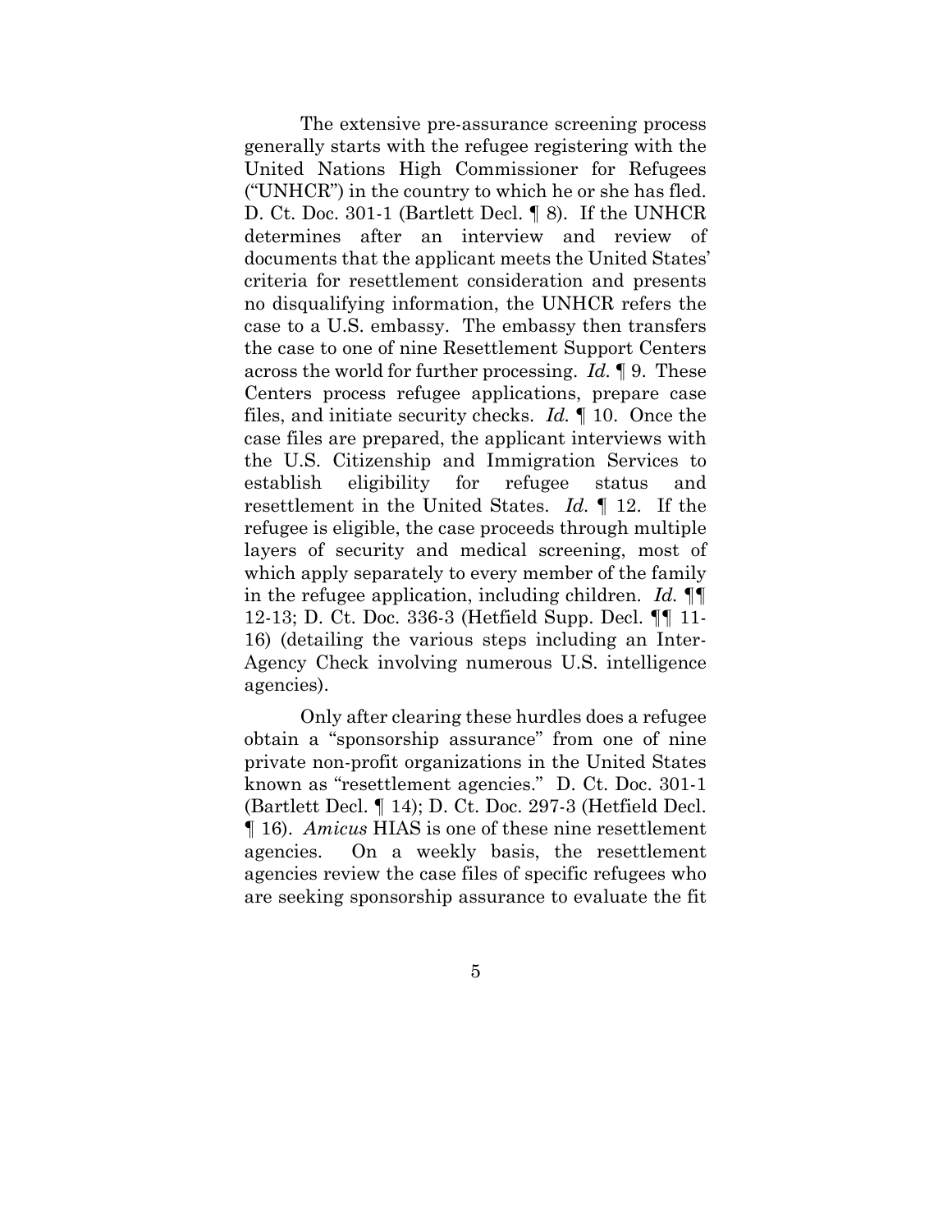The extensive pre-assurance screening process generally starts with the refugee registering with the United Nations High Commissioner for Refugees ("UNHCR") in the country to which he or she has fled. D. Ct. Doc. 301-1 (Bartlett Decl. ¶ 8). If the UNHCR determines after an interview and review of documents that the applicant meets the United States' criteria for resettlement consideration and presents no disqualifying information, the UNHCR refers the case to a U.S. embassy. The embassy then transfers the case to one of nine Resettlement Support Centers across the world for further processing. *Id.* ¶ 9. These Centers process refugee applications, prepare case files, and initiate security checks. *Id.* ¶ 10. Once the case files are prepared, the applicant interviews with the U.S. Citizenship and Immigration Services to establish eligibility for refugee status and resettlement in the United States. *Id.* ¶ 12. If the refugee is eligible, the case proceeds through multiple layers of security and medical screening, most of which apply separately to every member of the family in the refugee application, including children. *Id.* ¶¶ 12-13; D. Ct. Doc. 336-3 (Hetfield Supp. Decl. ¶¶ 11-16) (detailing the various steps including an Inter-Agency Check involving numerous U.S. intelligence agencies).

Only after clearing these hurdles does a refugee obtain a "sponsorship assurance" from one of nine private non-profit organizations in the United States known as "resettlement agencies." D. Ct. Doc. 301-1 (Bartlett Decl. ¶ 14); D. Ct. Doc. 297-3 (Hetfield Decl. ¶ 16). *Amicus* HIAS is one of these nine resettlement agencies. On a weekly basis, the resettlement agencies review the case files of specific refugees who are seeking sponsorship assurance to evaluate the fit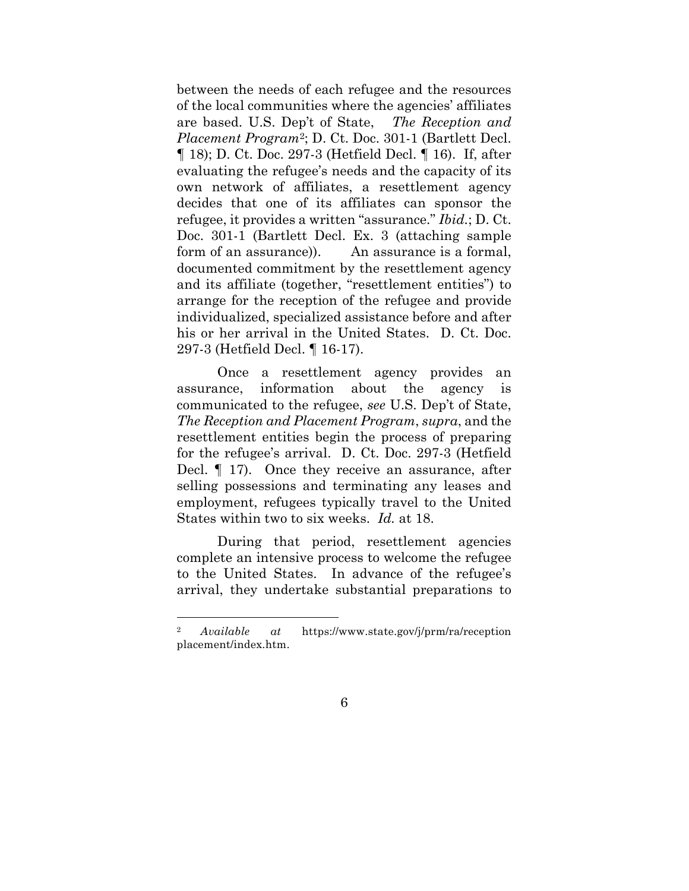between the needs of each refugee and the resources of the local communities where the agencies' affiliates are based. U.S. Dep't of State, *The Reception and Placement Program*[2]; D. Ct. Doc. 301-1 (Bartlett Decl. ¶ 18); D. Ct. Doc. 297-3 (Hetfield Decl. ¶ 16). If, after evaluating the refugee's needs and the capacity of its own network of affiliates, a resettlement agency decides that one of its affiliates can sponsor the refugee, it provides a written "assurance." *Ibid.*; D. Ct. Doc. 301-1 (Bartlett Decl. Ex. 3 (attaching sample form of an assurance)). An assurance is a formal, documented commitment by the resettlement agency and its affiliate (together, "resettlement entities") to arrange for the reception of the refugee and provide individualized, specialized assistance before and after his or her arrival in the United States. D. Ct. Doc. 297-3 (Hetfield Decl. ¶ 16-17).

Once a resettlement agency provides an assurance, information about the agency is communicated to the refugee, *see* U.S. Dep't of State, *The Reception and Placement Program*, *supra*, and the resettlement entities begin the process of preparing for the refugee's arrival. D. Ct. Doc. 297-3 (Hetfield Decl. ¶ 17). Once they receive an assurance, after selling possessions and terminating any leases and employment, refugees typically travel to the United States within two to six weeks. *Id.* at 18.

During that period, resettlement agencies complete an intensive process to welcome the refugee to the United States. In advance of the refugee's arrival, they undertake substantial preparations to

---

[2] *Available at* https://www.state.gov/j/prm/ra/receptionplacement/index.htm.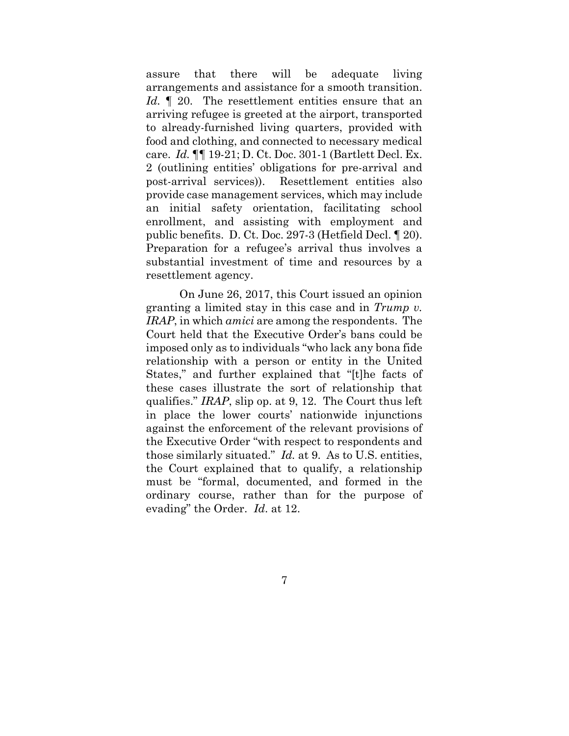assure that there will be adequate living arrangements and assistance for a smooth transition. *Id.* ¶ 20. The resettlement entities ensure that an arriving refugee is greeted at the airport, transported to already-furnished living quarters, provided with food and clothing, and connected to necessary medical care. *Id.* ¶¶ 19-21; D. Ct. Doc. 301-1 (Bartlett Decl. Ex. 2 (outlining entities' obligations for pre-arrival and post-arrival services)). Resettlement entities also provide case management services, which may include an initial safety orientation, facilitating school enrollment, and assisting with employment and public benefits. D. Ct. Doc. 297-3 (Hetfield Decl. ¶ 20). Preparation for a refugee's arrival thus involves a substantial investment of time and resources by a resettlement agency.

On June 26, 2017, this Court issued an opinion granting a limited stay in this case and in *Trump v. IRAP*, in which *amici* are among the respondents. The Court held that the Executive Order's bans could be imposed only as to individuals "who lack any bona fide relationship with a person or entity in the United States," and further explained that "[t]he facts of these cases illustrate the sort of relationship that qualifies." *IRAP*, slip op. at 9, 12. The Court thus left in place the lower courts' nationwide injunctions against the enforcement of the relevant provisions of the Executive Order "with respect to respondents and those similarly situated." *Id.* at 9. As to U.S. entities, the Court explained that to qualify, a relationship must be "formal, documented, and formed in the ordinary course, rather than for the purpose of evading" the Order. *Id*. at 12.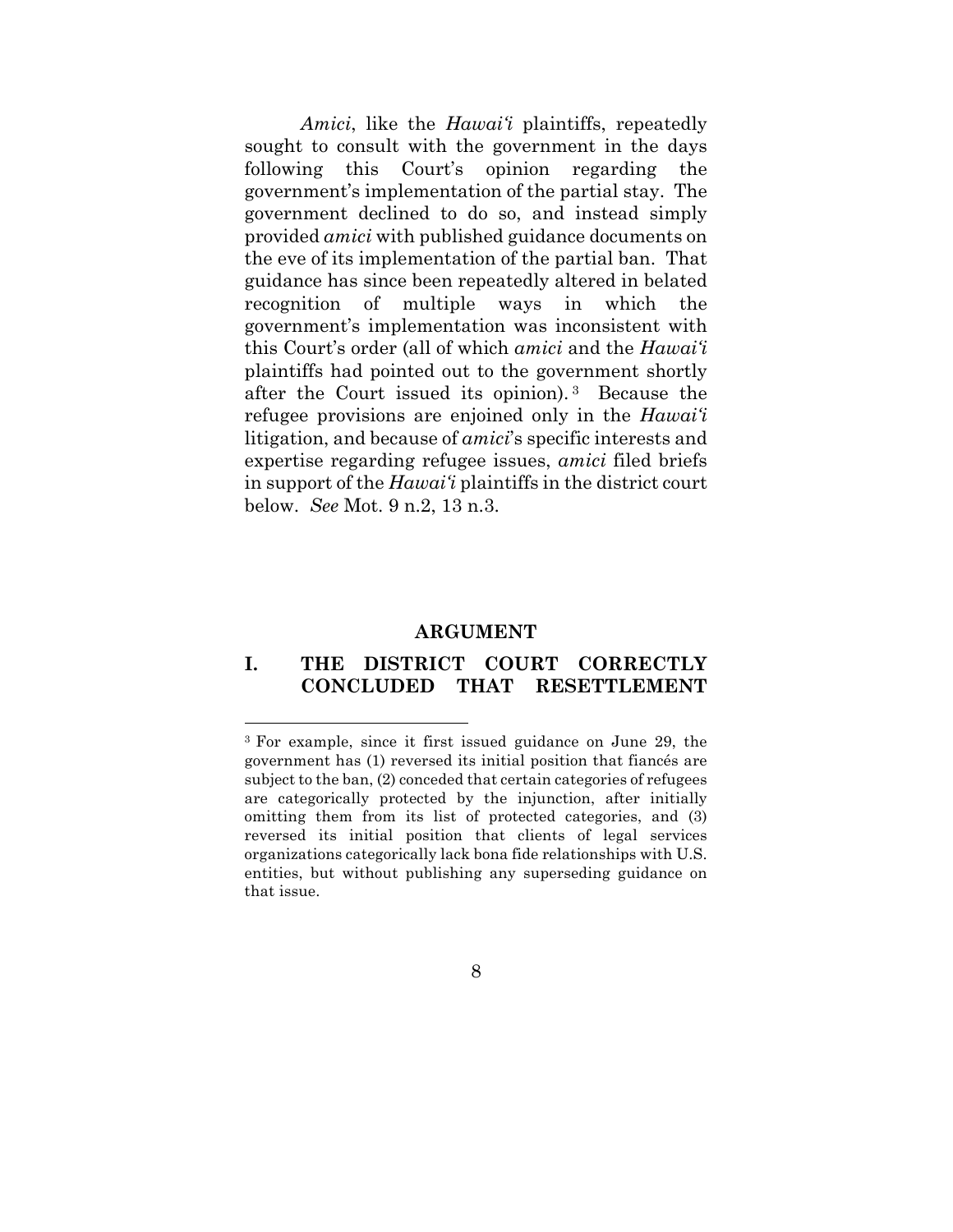*Amici*, like the *Hawai'i* plaintiffs, repeatedly sought to consult with the government in the days following this Court's opinion regarding the government's implementation of the partial stay. The government declined to do so, and instead simply provided *amici* with published guidance documents on the eve of its implementation of the partial ban. That guidance has since been repeatedly altered in belated recognition of multiple ways in which the government's implementation was inconsistent with this Court's order (all of which *amici* and the *Hawai'i* plaintiffs had pointed out to the government shortly after the Court issued its opinion).[3] Because the refugee provisions are enjoined only in the *Hawai'i* litigation, and because of *amici*'s specific interests and expertise regarding refugee issues, *amici* filed briefs in support of the *Hawai'i* plaintiffs in the district court below. *See* Mot. 9 n.2, 13 n.3.

## ARGUMENT

### I. THE DISTRICT COURT CORRECTLY CONCLUDED THAT RESETTLEMENT

[3] For example, since it first issued guidance on June 29, the government has (1) reversed its initial position that fiancés are subject to the ban, (2) conceded that certain categories of refugees are categorically protected by the injunction, after initially omitting them from its list of protected categories, and (3) reversed its initial position that clients of legal services organizations categorically lack bona fide relationships with U.S. entities, but without publishing any superseding guidance on that issue.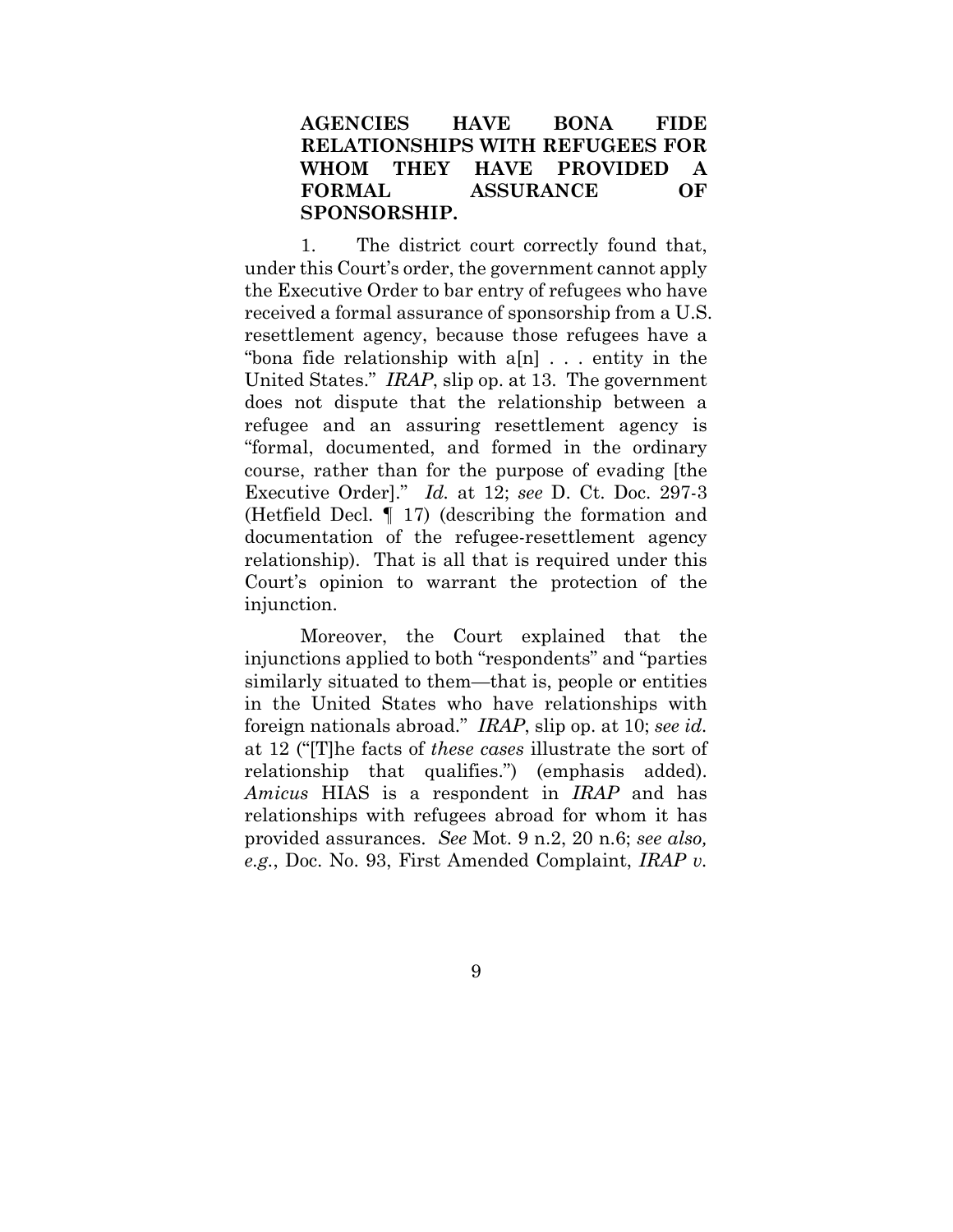**AGENCIES HAVE BONA FIDE RELATIONSHIPS WITH REFUGEES FOR WHOM THEY HAVE PROVIDED A FORMAL ASSURANCE OF SPONSORSHIP.**

1. The district court correctly found that, under this Court's order, the government cannot apply the Executive Order to bar entry of refugees who have received a formal assurance of sponsorship from a U.S. resettlement agency, because those refugees have a "bona fide relationship with a[n] . . . entity in the United States." *IRAP*, slip op. at 13. The government does not dispute that the relationship between a refugee and an assuring resettlement agency is "formal, documented, and formed in the ordinary course, rather than for the purpose of evading [the Executive Order]." *Id.* at 12; *see* D. Ct. Doc. 297-3 (Hetfield Decl. ¶ 17) (describing the formation and documentation of the refugee-resettlement agency relationship). That is all that is required under this Court's opinion to warrant the protection of the injunction.

Moreover, the Court explained that the injunctions applied to both "respondents" and "parties similarly situated to them—that is, people or entities in the United States who have relationships with foreign nationals abroad." *IRAP*, slip op. at 10; *see id.* at 12 ("[T]he facts of *these cases* illustrate the sort of relationship that qualifies.") (emphasis added). *Amicus* HIAS is a respondent in *IRAP* and has relationships with refugees abroad for whom it has provided assurances. *See* Mot. 9 n.2, 20 n.6; *see also, e.g.*, Doc. No. 93, First Amended Complaint, *IRAP v.*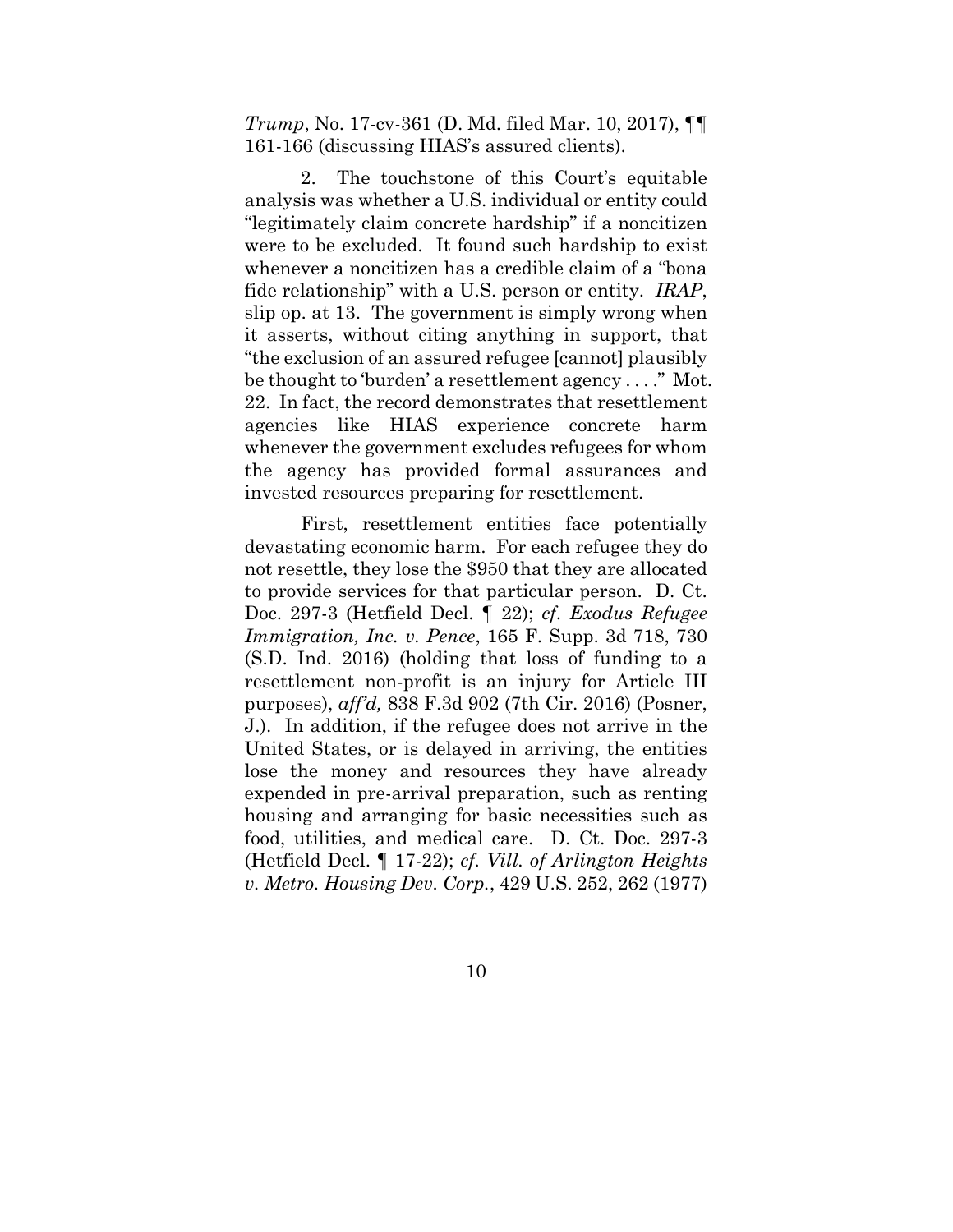*Trump*, No. 17-cv-361 (D. Md. filed Mar. 10, 2017), ¶¶ 161-166 (discussing HIAS's assured clients).

2. The touchstone of this Court's equitable analysis was whether a U.S. individual or entity could "legitimately claim concrete hardship" if a noncitizen were to be excluded. It found such hardship to exist whenever a noncitizen has a credible claim of a "bona fide relationship" with a U.S. person or entity. *IRAP*, slip op. at 13. The government is simply wrong when it asserts, without citing anything in support, that "the exclusion of an assured refugee [cannot] plausibly be thought to 'burden' a resettlement agency . . . ." Mot. 22. In fact, the record demonstrates that resettlement agencies like HIAS experience concrete harm whenever the government excludes refugees for whom the agency has provided formal assurances and invested resources preparing for resettlement.

First, resettlement entities face potentially devastating economic harm. For each refugee they do not resettle, they lose the $950 that they are allocated to provide services for that particular person. D. Ct. Doc. 297-3 (Hetfield Decl. ¶ 22); *cf. Exodus Refugee Immigration, Inc. v. Pence*, 165 F. Supp. 3d 718, 730 (S.D. Ind. 2016) (holding that loss of funding to a resettlement non-profit is an injury for Article III purposes), *aff'd,* 838 F.3d 902 (7th Cir. 2016) (Posner, J.). In addition, if the refugee does not arrive in the United States, or is delayed in arriving, the entities lose the money and resources they have already expended in pre-arrival preparation, such as renting housing and arranging for basic necessities such as food, utilities, and medical care. D. Ct. Doc. 297-3 (Hetfield Decl. ¶ 17-22); *cf. Vill. of Arlington Heights v. Metro. Housing Dev. Corp.*, 429 U.S. 252, 262 (1977)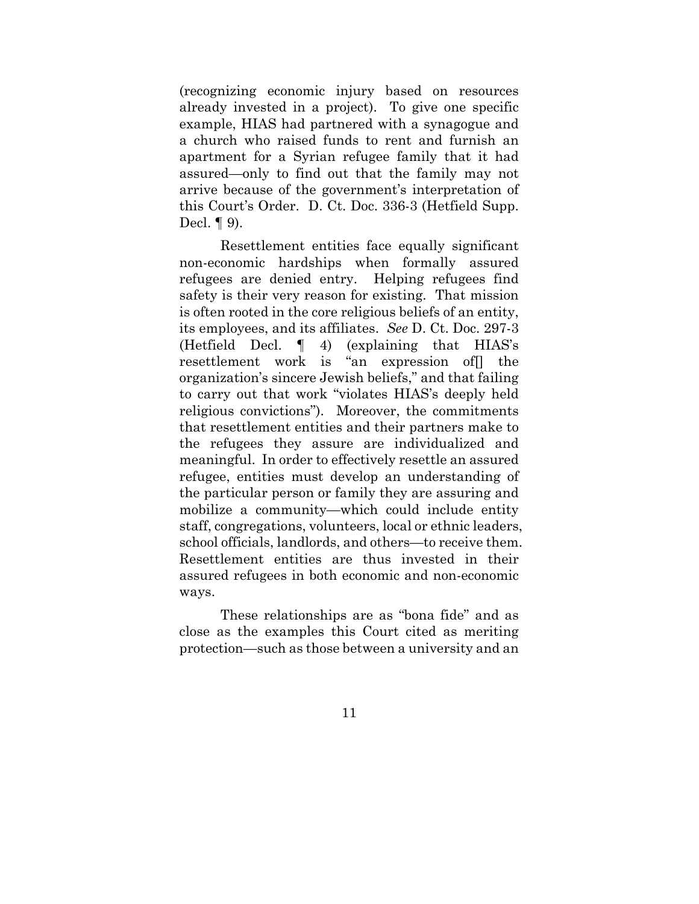(recognizing economic injury based on resources already invested in a project). To give one specific example, HIAS had partnered with a synagogue and a church who raised funds to rent and furnish an apartment for a Syrian refugee family that it had assured—only to find out that the family may not arrive because of the government's interpretation of this Court's Order. D. Ct. Doc. 336-3 (Hetfield Supp. Decl. ¶ 9).

Resettlement entities face equally significant non-economic hardships when formally assured refugees are denied entry. Helping refugees find safety is their very reason for existing. That mission is often rooted in the core religious beliefs of an entity, its employees, and its affiliates. *See* D. Ct. Doc. 297-3 (Hetfield Decl. ¶ 4) (explaining that HIAS's resettlement work is "an expression of[] the organization's sincere Jewish beliefs," and that failing to carry out that work "violates HIAS's deeply held religious convictions"). Moreover, the commitments that resettlement entities and their partners make to the refugees they assure are individualized and meaningful. In order to effectively resettle an assured refugee, entities must develop an understanding of the particular person or family they are assuring and mobilize a community—which could include entity staff, congregations, volunteers, local or ethnic leaders, school officials, landlords, and others—to receive them. Resettlement entities are thus invested in their assured refugees in both economic and non-economic ways.

These relationships are as "bona fide" and as close as the examples this Court cited as meriting protection—such as those between a university and an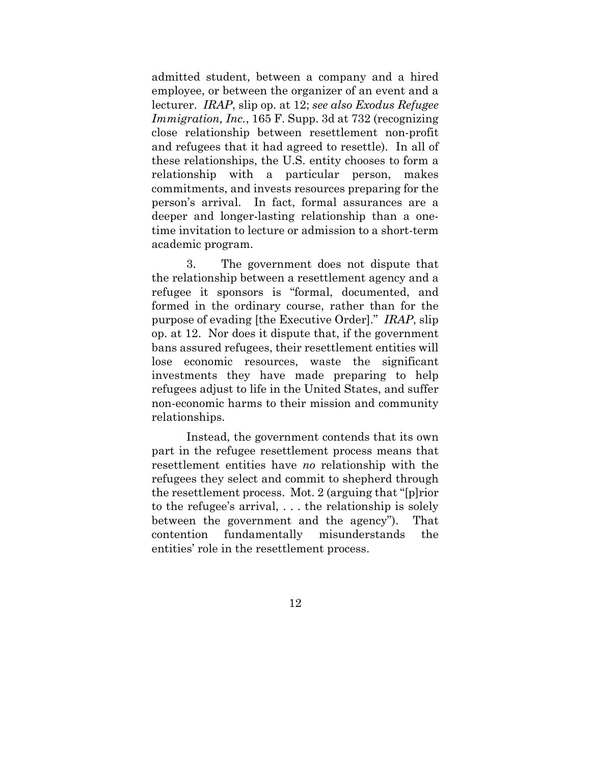admitted student, between a company and a hired employee, or between the organizer of an event and a lecturer. *IRAP*, slip op. at 12; *see also Exodus Refugee Immigration, Inc.*, 165 F. Supp. 3d at 732 (recognizing close relationship between resettlement non-profit and refugees that it had agreed to resettle). In all of these relationships, the U.S. entity chooses to form a relationship with a particular person, makes commitments, and invests resources preparing for the person's arrival. In fact, formal assurances are a deeper and longer-lasting relationship than a one-time invitation to lecture or admission to a short-term academic program.

3. The government does not dispute that the relationship between a resettlement agency and a refugee it sponsors is "formal, documented, and formed in the ordinary course, rather than for the purpose of evading [the Executive Order]." *IRAP*, slip op. at 12. Nor does it dispute that, if the government bans assured refugees, their resettlement entities will lose economic resources, waste the significant investments they have made preparing to help refugees adjust to life in the United States, and suffer non-economic harms to their mission and community relationships.

Instead, the government contends that its own part in the refugee resettlement process means that resettlement entities have *no* relationship with the refugees they select and commit to shepherd through the resettlement process. Mot. 2 (arguing that "[p]rior to the refugee's arrival, . . . the relationship is solely between the government and the agency"). That contention fundamentally misunderstands the entities' role in the resettlement process.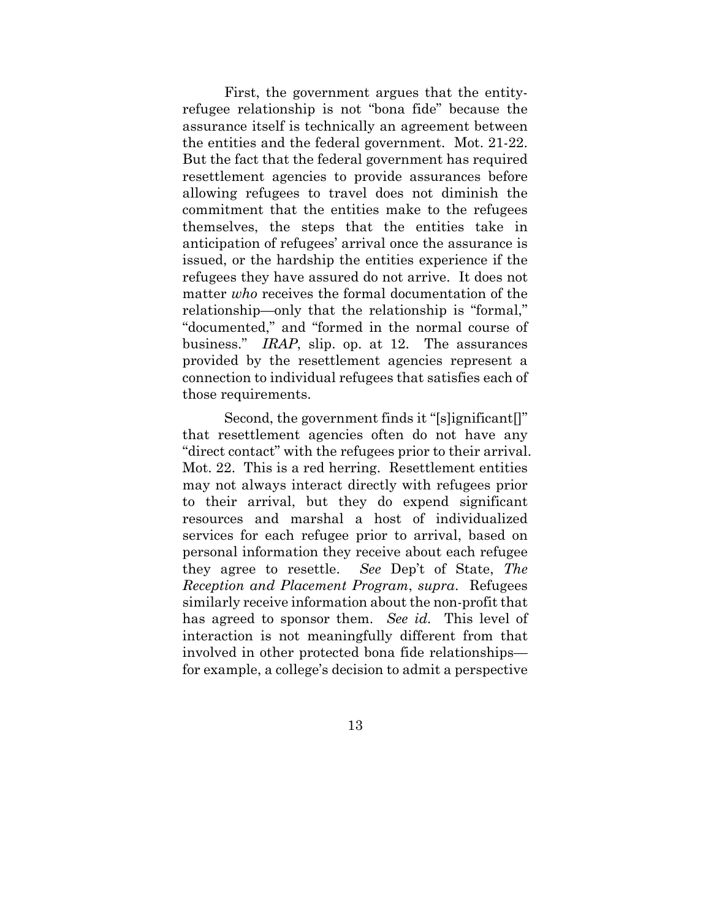First, the government argues that the entity-refugee relationship is not "bona fide" because the assurance itself is technically an agreement between the entities and the federal government. Mot. 21-22. But the fact that the federal government has required resettlement agencies to provide assurances before allowing refugees to travel does not diminish the commitment that the entities make to the refugees themselves, the steps that the entities take in anticipation of refugees' arrival once the assurance is issued, or the hardship the entities experience if the refugees they have assured do not arrive. It does not matter *who* receives the formal documentation of the relationship—only that the relationship is "formal," "documented," and "formed in the normal course of business." *IRAP*, slip. op. at 12. The assurances provided by the resettlement agencies represent a connection to individual refugees that satisfies each of those requirements.

Second, the government finds it "[s]ignificant[]" that resettlement agencies often do not have any "direct contact" with the refugees prior to their arrival. Mot. 22. This is a red herring. Resettlement entities may not always interact directly with refugees prior to their arrival, but they do expend significant resources and marshal a host of individualized services for each refugee prior to arrival, based on personal information they receive about each refugee they agree to resettle. *See* Dep't of State, *The Reception and Placement Program*, *supra*. Refugees similarly receive information about the non-profit that has agreed to sponsor them. *See id.* This level of interaction is not meaningfully different from that involved in other protected bona fide relationships—for example, a college's decision to admit a perspective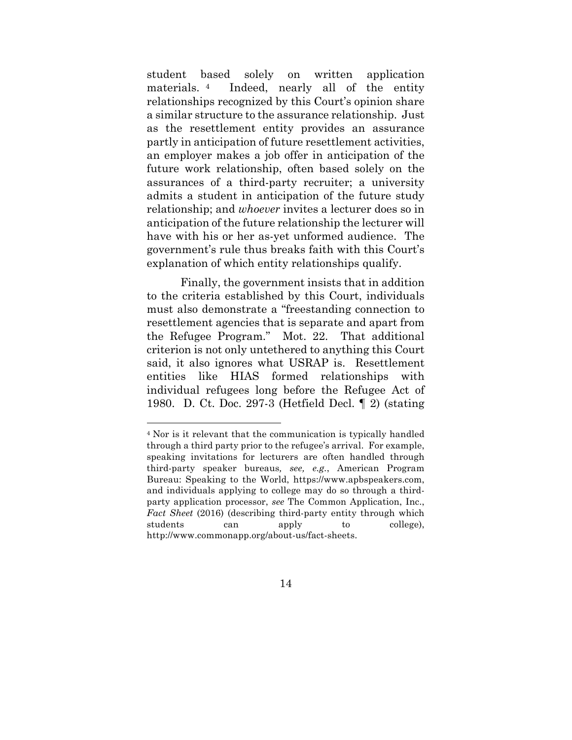student based solely on written application materials.[4] Indeed, nearly all of the entity relationships recognized by this Court's opinion share a similar structure to the assurance relationship. Just as the resettlement entity provides an assurance partly in anticipation of future resettlement activities, an employer makes a job offer in anticipation of the future work relationship, often based solely on the assurances of a third-party recruiter; a university admits a student in anticipation of the future study relationship; and *whoever* invites a lecturer does so in anticipation of the future relationship the lecturer will have with his or her as-yet unformed audience. The government's rule thus breaks faith with this Court's explanation of which entity relationships qualify.

Finally, the government insists that in addition to the criteria established by this Court, individuals must also demonstrate a "freestanding connection to resettlement agencies that is separate and apart from the Refugee Program." Mot. 22. That additional criterion is not only untethered to anything this Court said, it also ignores what USRAP is. Resettlement entities like HIAS formed relationships with individual refugees long before the Refugee Act of 1980. D. Ct. Doc. 297-3 (Hetfield Decl. ¶ 2) (stating

---

[4] Nor is it relevant that the communication is typically handled through a third party prior to the refugee's arrival. For example, speaking invitations for lecturers are often handled through third-party speaker bureaus, *see, e.g.*, American Program Bureau: Speaking to the World, https://www.apbspeakers.com, and individuals applying to college may do so through a third-party application processor, *see* The Common Application, Inc., *Fact Sheet* (2016) (describing third-party entity through which students can apply to college), http://www.commonapp.org/about-us/fact-sheets.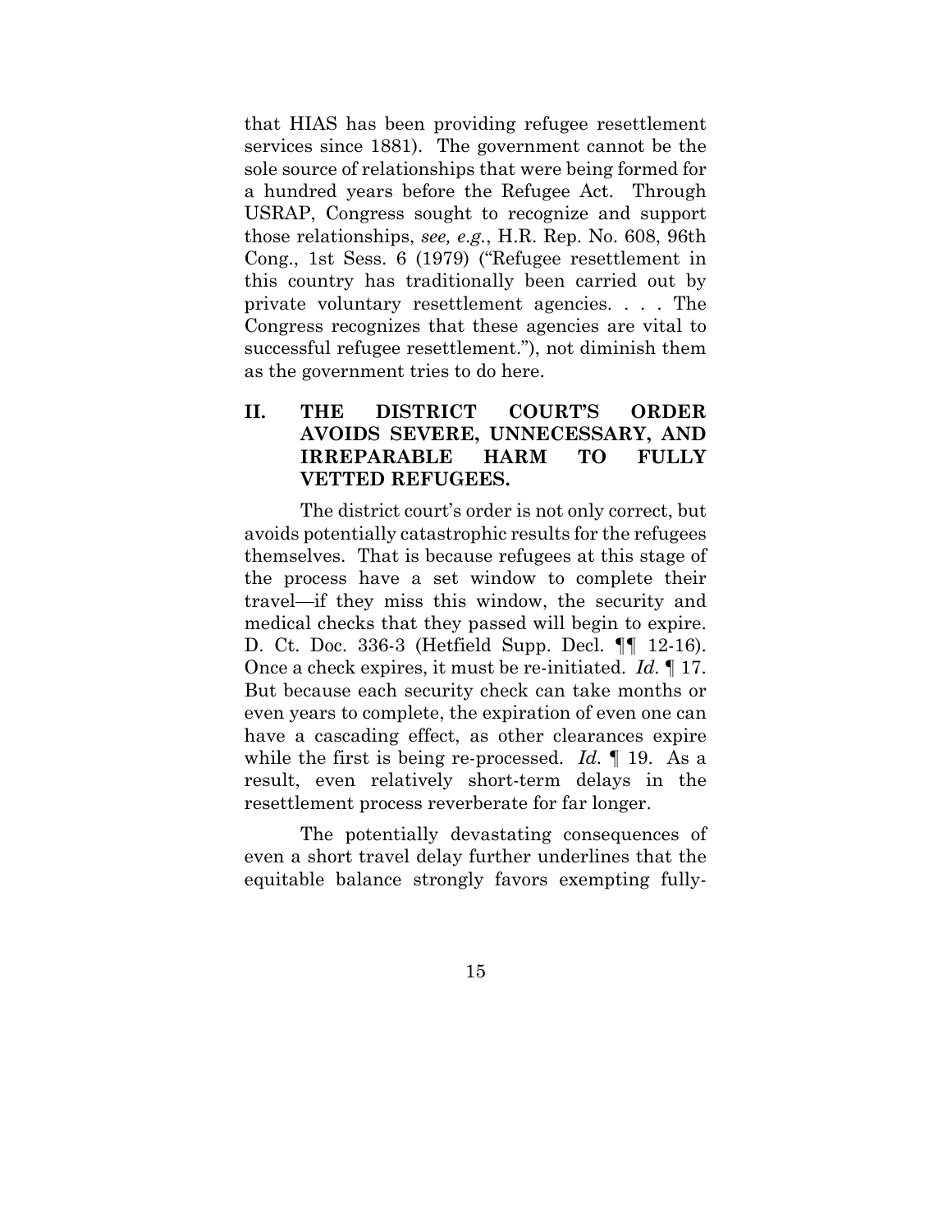that HIAS has been providing refugee resettlement services since 1881). The government cannot be the sole source of relationships that were being formed for a hundred years before the Refugee Act. Through USRAP, Congress sought to recognize and support those relationships, *see, e.g.*, H.R. Rep. No. 608, 96th Cong., 1st Sess. 6 (1979) ("Refugee resettlement in this country has traditionally been carried out by private voluntary resettlement agencies. . . . The Congress recognizes that these agencies are vital to successful refugee resettlement."), not diminish them as the government tries to do here.

## II. THE DISTRICT COURT'S ORDER AVOIDS SEVERE, UNNECESSARY, AND IRREPARABLE HARM TO FULLY VETTED REFUGEES.

The district court's order is not only correct, but avoids potentially catastrophic results for the refugees themselves. That is because refugees at this stage of the process have a set window to complete their travel—if they miss this window, the security and medical checks that they passed will begin to expire. D. Ct. Doc. 336-3 (Hetfield Supp. Decl. ¶¶ 12-16). Once a check expires, it must be re-initiated. *Id.* ¶ 17. But because each security check can take months or even years to complete, the expiration of even one can have a cascading effect, as other clearances expire while the first is being re-processed. *Id.* ¶ 19. As a result, even relatively short-term delays in the resettlement process reverberate for far longer.

The potentially devastating consequences of even a short travel delay further underlines that the equitable balance strongly favors exempting fully-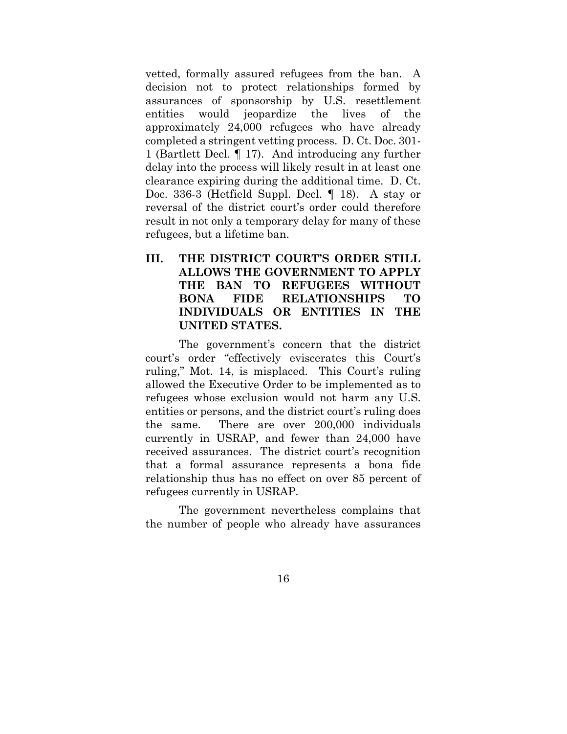vetted, formally assured refugees from the ban. A decision not to protect relationships formed by assurances of sponsorship by U.S. resettlement entities would jeopardize the lives of the approximately 24,000 refugees who have already completed a stringent vetting process. D. Ct. Doc. 301-1 (Bartlett Decl. ¶ 17). And introducing any further delay into the process will likely result in at least one clearance expiring during the additional time. D. Ct. Doc. 336-3 (Hetfield Suppl. Decl. ¶ 18). A stay or reversal of the district court's order could therefore result in not only a temporary delay for many of these refugees, but a lifetime ban.

## III. THE DISTRICT COURT'S ORDER STILL ALLOWS THE GOVERNMENT TO APPLY THE BAN TO REFUGEES WITHOUT BONA FIDE RELATIONSHIPS TO INDIVIDUALS OR ENTITIES IN THE UNITED STATES.

The government's concern that the district court's order "effectively eviscerates this Court's ruling," Mot. 14, is misplaced. This Court's ruling allowed the Executive Order to be implemented as to refugees whose exclusion would not harm any U.S. entities or persons, and the district court's ruling does the same. There are over 200,000 individuals currently in USRAP, and fewer than 24,000 have received assurances. The district court's recognition that a formal assurance represents a bona fide relationship thus has no effect on over 85 percent of refugees currently in USRAP.

The government nevertheless complains that the number of people who already have assurances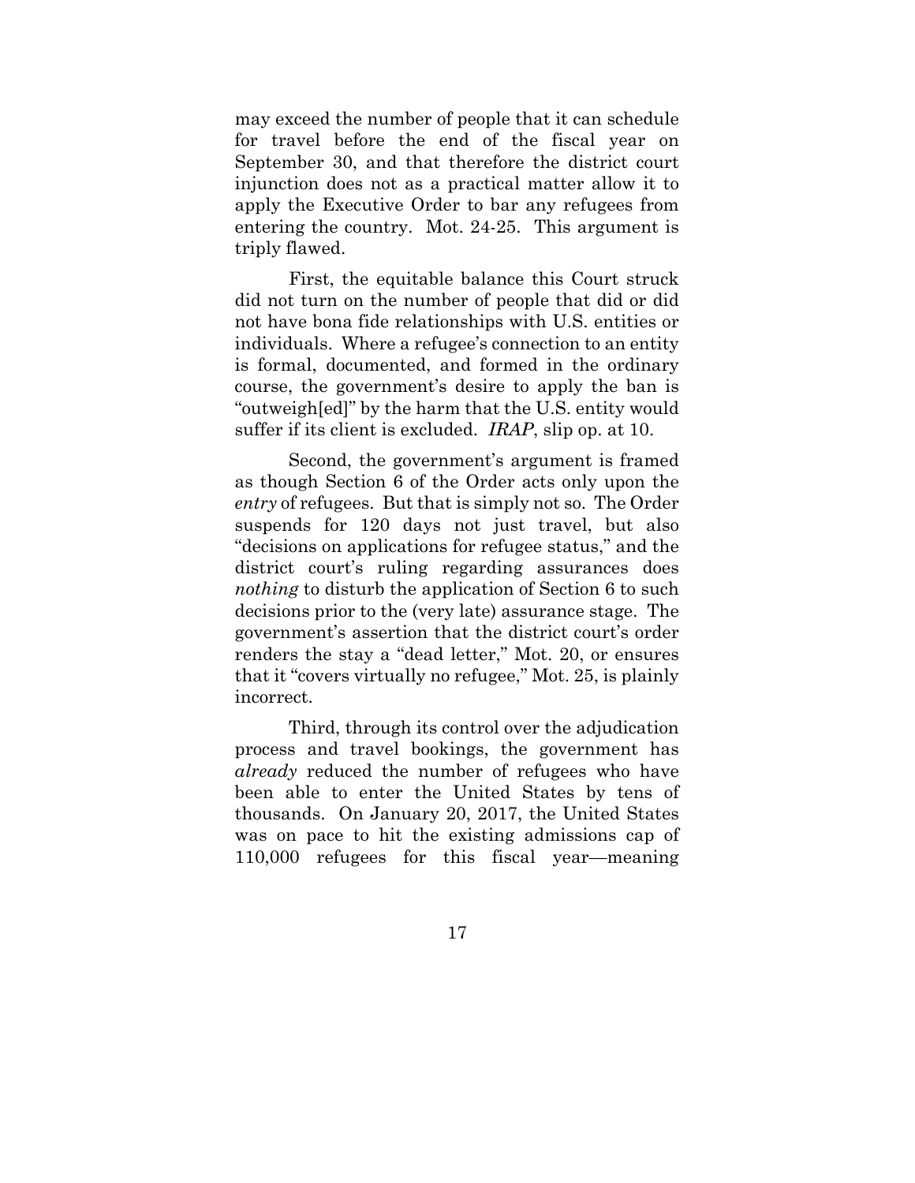may exceed the number of people that it can schedule for travel before the end of the fiscal year on September 30, and that therefore the district court injunction does not as a practical matter allow it to apply the Executive Order to bar any refugees from entering the country. Mot. 24-25. This argument is triply flawed.

First, the equitable balance this Court struck did not turn on the number of people that did or did not have bona fide relationships with U.S. entities or individuals. Where a refugee's connection to an entity is formal, documented, and formed in the ordinary course, the government's desire to apply the ban is "outweigh[ed]" by the harm that the U.S. entity would suffer if its client is excluded. *IRAP*, slip op. at 10.

Second, the government's argument is framed as though Section 6 of the Order acts only upon the *entry* of refugees. But that is simply not so. The Order suspends for 120 days not just travel, but also "decisions on applications for refugee status," and the district court's ruling regarding assurances does *nothing* to disturb the application of Section 6 to such decisions prior to the (very late) assurance stage. The government's assertion that the district court's order renders the stay a "dead letter," Mot. 20, or ensures that it "covers virtually no refugee," Mot. 25, is plainly incorrect.

Third, through its control over the adjudication process and travel bookings, the government has *already* reduced the number of refugees who have been able to enter the United States by tens of thousands. On January 20, 2017, the United States was on pace to hit the existing admissions cap of 110,000 refugees for this fiscal year—meaning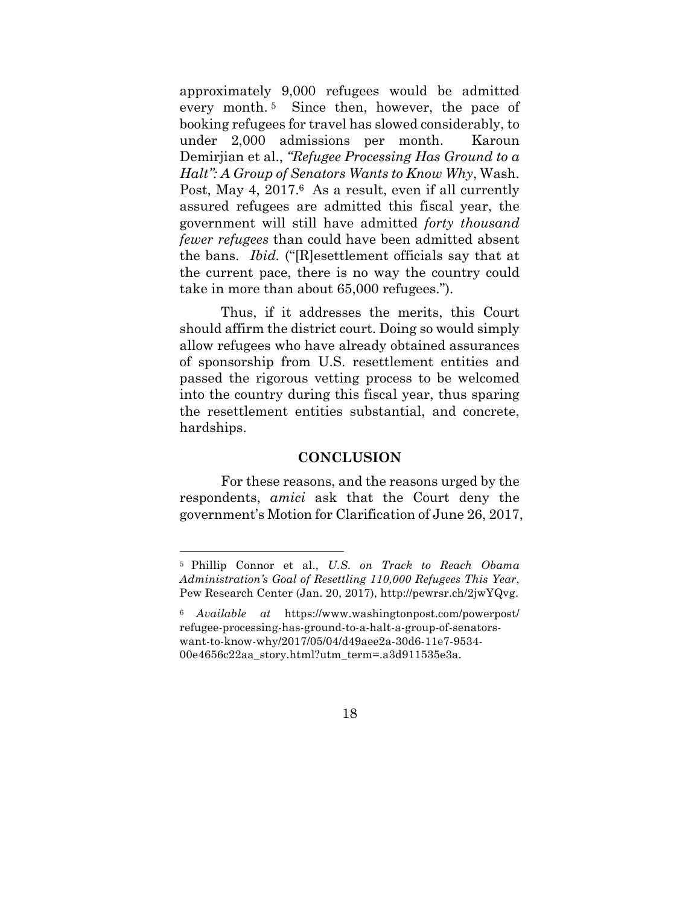approximately 9,000 refugees would be admitted every month.[5] Since then, however, the pace of booking refugees for travel has slowed considerably, to under 2,000 admissions per month. Karoun Demirjian et al., *"Refugee Processing Has Ground to a Halt": A Group of Senators Wants to Know Why*, Wash. Post, May 4, 2017.[6] As a result, even if all currently assured refugees are admitted this fiscal year, the government will still have admitted *forty thousand fewer refugees* than could have been admitted absent the bans. *Ibid.* ("[R]esettlement officials say that at the current pace, there is no way the country could take in more than about 65,000 refugees.").

Thus, if it addresses the merits, this Court should affirm the district court. Doing so would simply allow refugees who have already obtained assurances of sponsorship from U.S. resettlement entities and passed the rigorous vetting process to be welcomed into the country during this fiscal year, thus sparing the resettlement entities substantial, and concrete, hardships.

## CONCLUSION

For these reasons, and the reasons urged by the respondents, *amici* ask that the Court deny the government's Motion for Clarification of June 26, 2017,

---

[5] Phillip Connor et al., *U.S. on Track to Reach Obama Administration's Goal of Resettling 110,000 Refugees This Year*, Pew Research Center (Jan. 20, 2017), http://pewrsr.ch/2jwYQvg.

[6] *Available at* https://www.washingtonpost.com/powerpost/refugee-processing-has-ground-to-a-halt-a-group-of-senators-want-to-know-why/2017/05/04/d49aee2a-30d6-11e7-9534-00e4656c22aa_story.html?utm_term=.a3d911535e3a.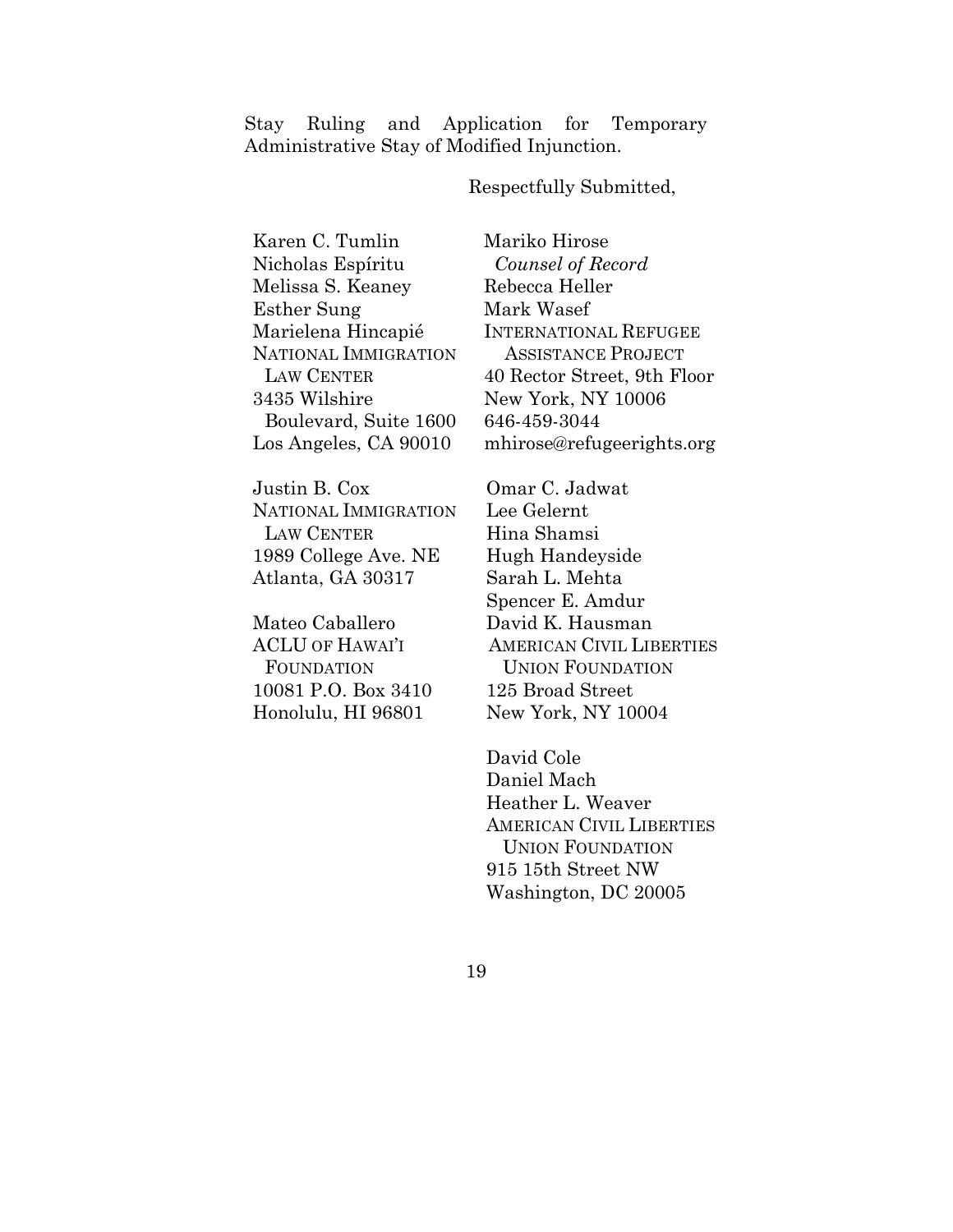Stay Ruling and Application for Temporary Administrative Stay of Modified Injunction.

Respectfully Submitted,

Karen C. Tumlin
Nicholas Espíritu
Melissa S. Keaney
Esther Sung
Marielena Hincapié
NATIONAL IMMIGRATION LAW CENTER
3435 Wilshire Boulevard, Suite 1600
Los Angeles, CA 90010

Justin B. Cox
NATIONAL IMMIGRATION LAW CENTER
1989 College Ave. NE
Atlanta, GA 30317

Mateo Caballero
ACLU OF HAWAI'I FOUNDATION
10081 P.O. Box 3410
Honolulu, HI 96801

Mariko Hirose
*Counsel of Record*
Rebecca Heller
Mark Wasef
INTERNATIONAL REFUGEE ASSISTANCE PROJECT
40 Rector Street, 9th Floor
New York, NY 10006
646-459-3044
mhirose@refugeerights.org

Omar C. Jadwat
Lee Gelernt
Hina Shamsi
Hugh Handeyside
Sarah L. Mehta
Spencer E. Amdur
David K. Hausman
AMERICAN CIVIL LIBERTIES UNION FOUNDATION
125 Broad Street
New York, NY 10004

David Cole
Daniel Mach
Heather L. Weaver
AMERICAN CIVIL LIBERTIES UNION FOUNDATION
915 15th Street NW
Washington, DC 20005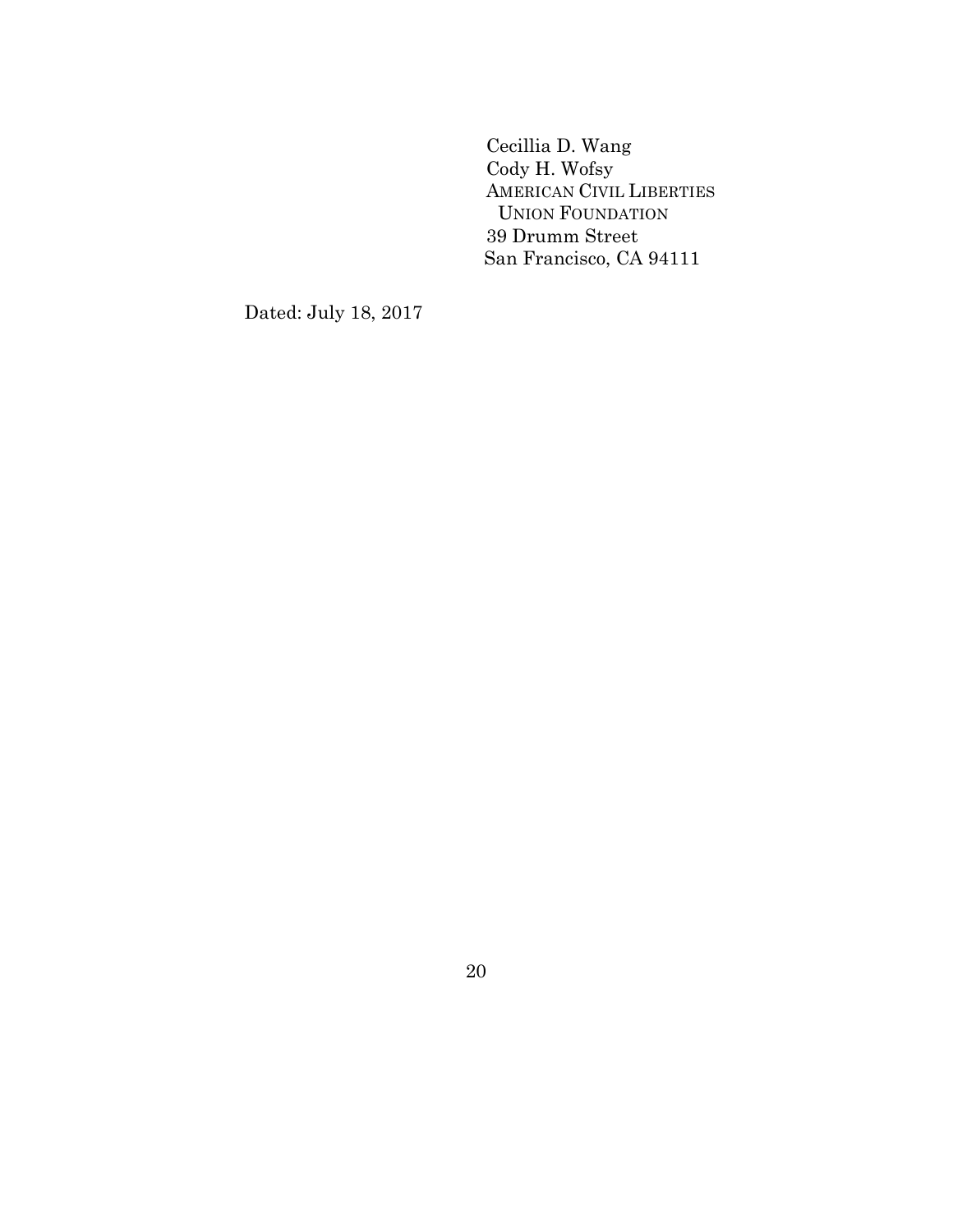Cecillia D. Wang
Cody H. Wofsy
AMERICAN CIVIL LIBERTIES
UNION FOUNDATION
39 Drumm Street
San Francisco, CA 94111

Dated: July 18, 2017